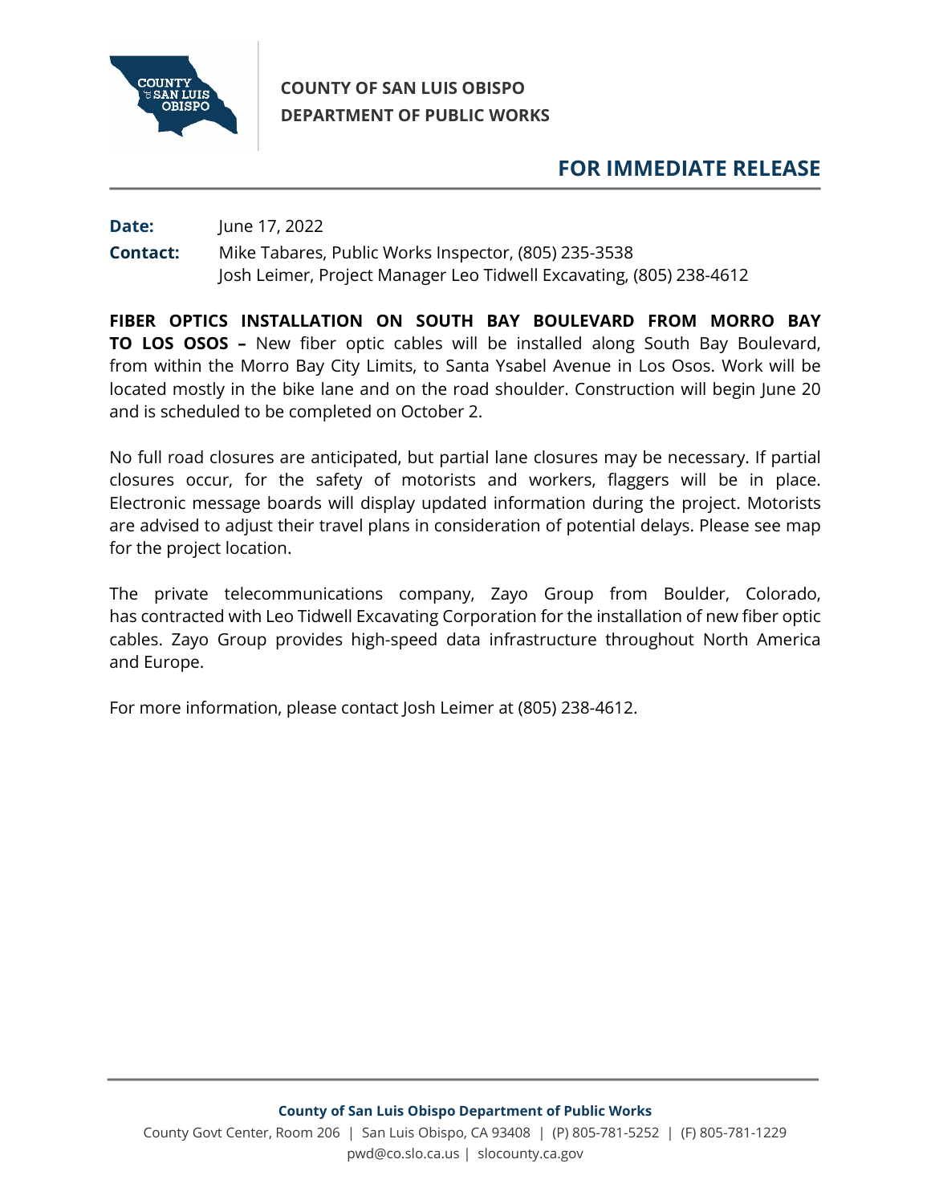**COUNTY OF SAN LUIS OBISPO**
**DEPARTMENT OF PUBLIC WORKS**

## FOR IMMEDIATE RELEASE

**Date:** June 17, 2022

**Contact:** Mike Tabares, Public Works Inspector, (805) 235-3538
Josh Leimer, Project Manager Leo Tidwell Excavating, (805) 238-4612

**FIBER OPTICS INSTALLATION ON SOUTH BAY BOULEVARD FROM MORRO BAY TO LOS OSOS –** New fiber optic cables will be installed along South Bay Boulevard, from within the Morro Bay City Limits, to Santa Ysabel Avenue in Los Osos. Work will be located mostly in the bike lane and on the road shoulder. Construction will begin June 20 and is scheduled to be completed on October 2.

No full road closures are anticipated, but partial lane closures may be necessary. If partial closures occur, for the safety of motorists and workers, flaggers will be in place. Electronic message boards will display updated information during the project. Motorists are advised to adjust their travel plans in consideration of potential delays. Please see map for the project location.

The private telecommunications company, Zayo Group from Boulder, Colorado, has contracted with Leo Tidwell Excavating Corporation for the installation of new fiber optic cables. Zayo Group provides high-speed data infrastructure throughout North America and Europe.

For more information, please contact Josh Leimer at (805) 238-4612.

**County of San Luis Obispo Department of Public Works**
County Govt Center, Room 206 | San Luis Obispo, CA 93408 | (P) 805-781-5252 | (F) 805-781-1229
pwd@co.slo.ca.us | slocounty.ca.gov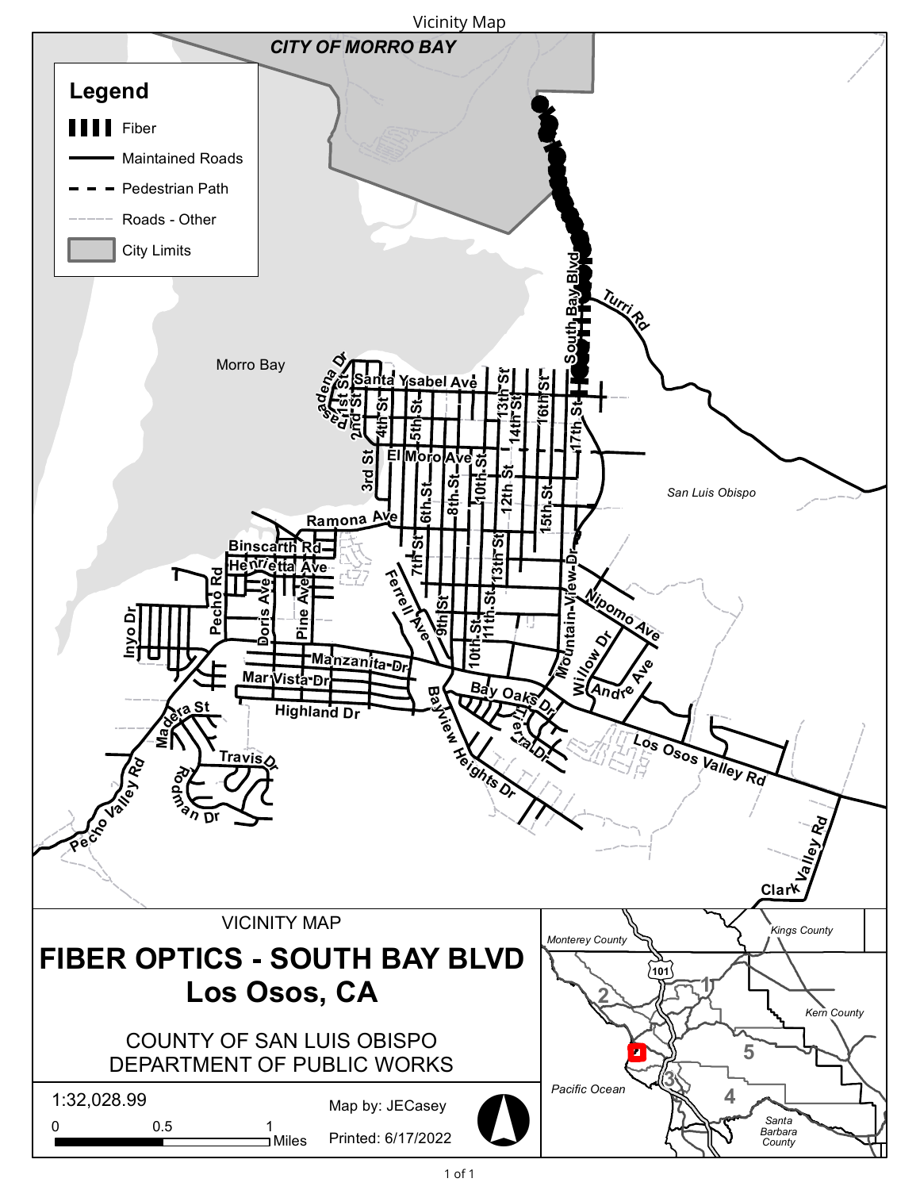Vicinity Map

CITY OF MORRO BAY

**Legend**

- Fiber
- Maintained Roads
- Pedestrian Path
- Roads - Other
- City Limits

Morro Bay

South Bay Blvd

Turri Rd

Santa Ysabel Ave

El Moro Ave

Ramona Ave

Binscarth Rd

Henrietta Ave

Pasadena Dr

1st St

2nd St

3rd St

4th St

5th St

6th St

7th St

8th St

9th St

10th St

11th St

12th St

13th St

14th St

15th St

16th St

17th St

Ferrell Ave

Mountain View Dr

Nipomo Ave

Willow Dr

Andre Ave

Inyo Dr

Pecho Rd

Doris Ave

Pine Ave

Manzanita Dr

Mar Vista Dr

Highland Dr

Bay Oaks Dr

Tierra Dr

Bayview Heights Dr

Los Osos Valley Rd

Madera St

Travis Dr

Rodman Dr

Pecho Valley Rd

Clark Valley Rd

San Luis Obispo

# VICINITY MAP

# FIBER OPTICS - SOUTH BAY BLVD
# Los Osos, CA

COUNTY OF SAN LUIS OBISPO
DEPARTMENT OF PUBLIC WORKS

1:32,028.99

0 0.5 1 Miles

Map by: JECasey

Printed: 6/17/2022

Monterey County

Kings County

Kern County

Pacific Ocean

Santa Barbara County

101

1 2 3 4 5